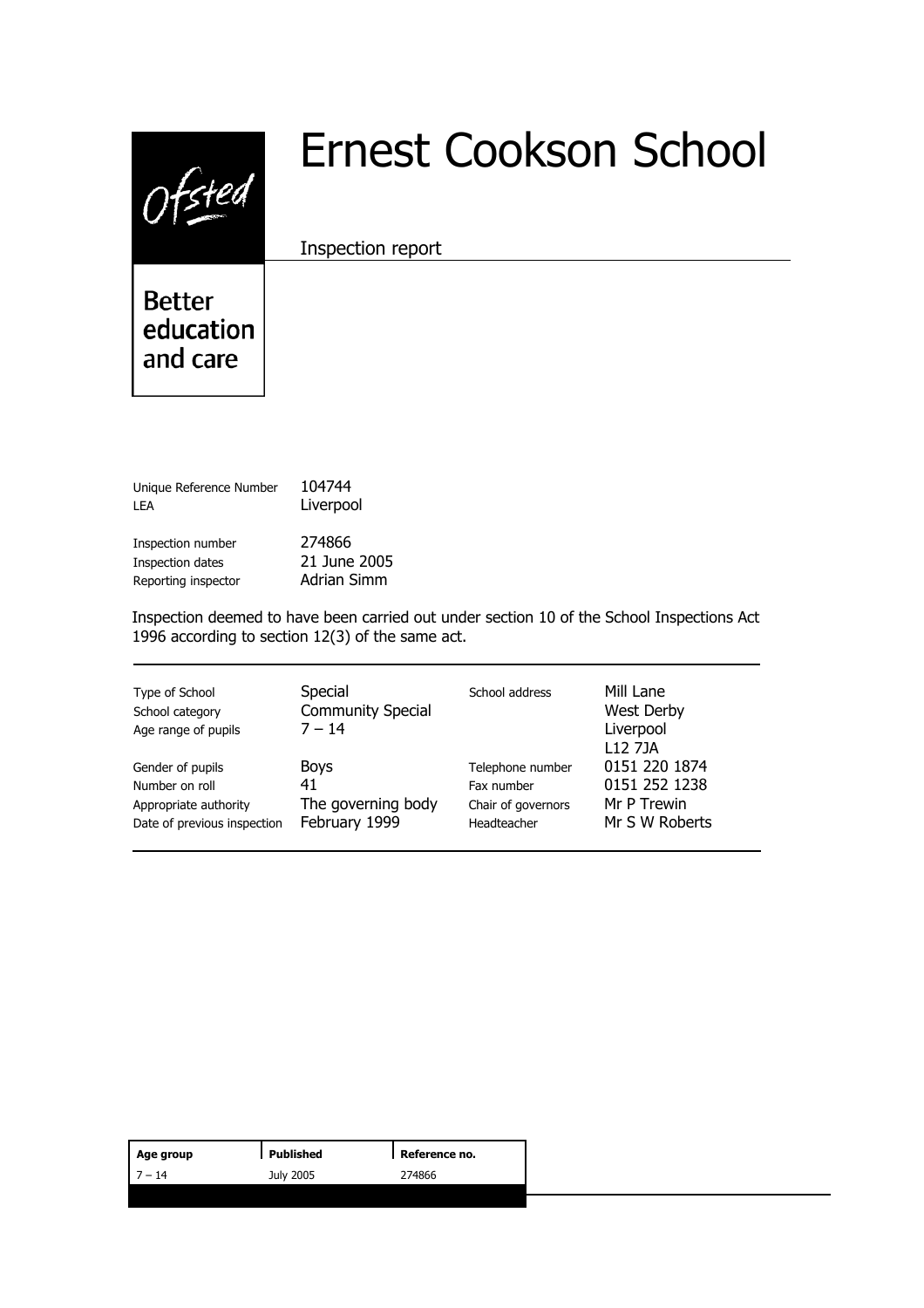Ofsted

Better education and care

# Ernest Cookson School

Inspection report

| | |
|---|---|
| Unique Reference Number | 104744 |
| LEA | Liverpool |
| Inspection number | 274866 |
| Inspection dates | 21 June 2005 |
| Reporting inspector | Adrian Simm |

Inspection deemed to have been carried out under section 10 of the School Inspections Act 1996 according to section 12(3) of the same act.

| | | | |
|---|---|---|---|
| Type of School | Special | School address | Mill Lane |
| School category | Community Special | | West Derby |
| Age range of pupils | 7 – 14 | | Liverpool |
| | | | L12 7JA |
| Gender of pupils | Boys | Telephone number | 0151 220 1874 |
| Number on roll | 41 | Fax number | 0151 252 1238 |
| Appropriate authority | The governing body | Chair of governors | Mr P Trewin |
| Date of previous inspection | February 1999 | Headteacher | Mr S W Roberts |

| Age group | Published | Reference no. |
|---|---|---|
| 7 – 14 | July 2005 | 274866 |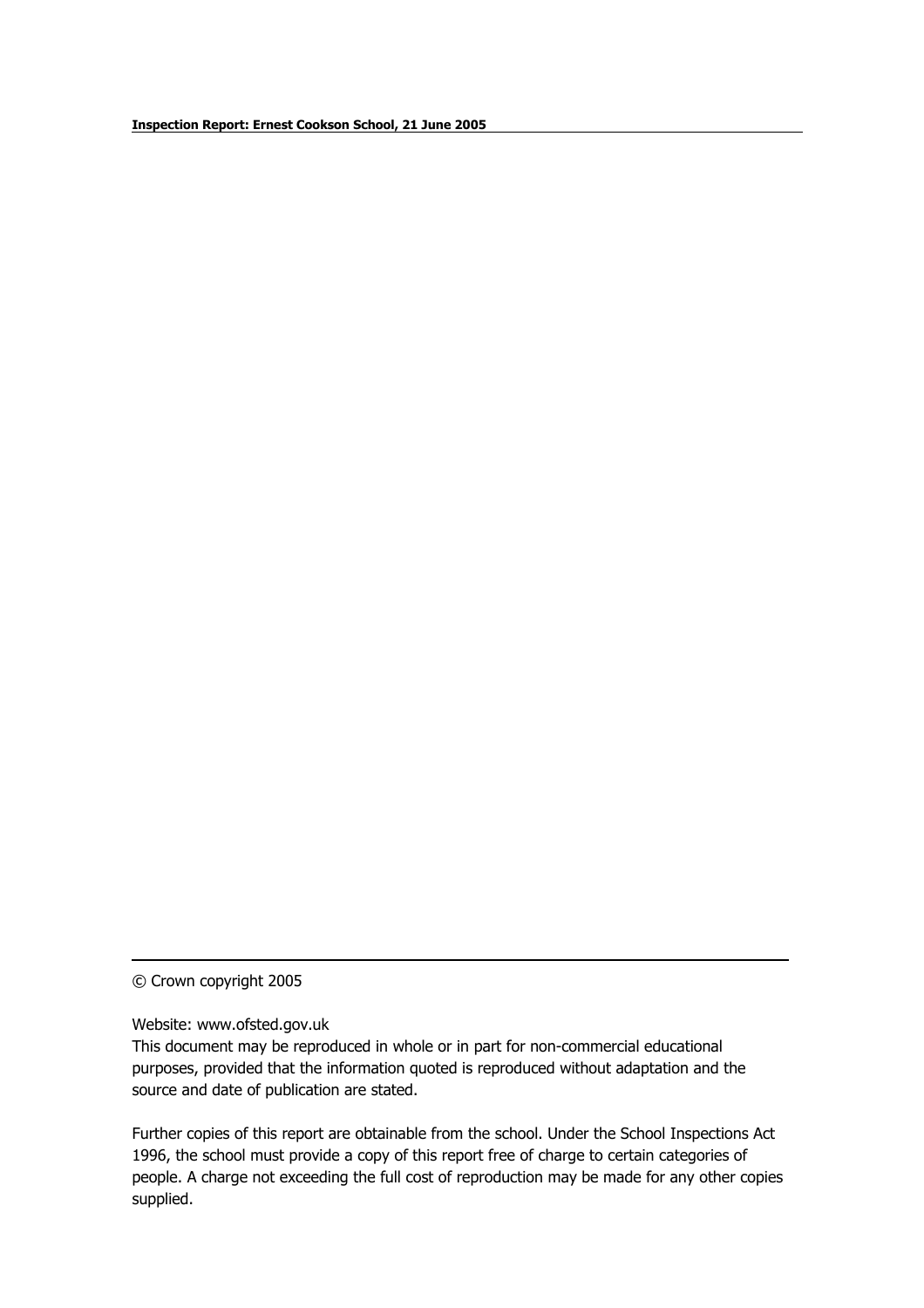© Crown copyright 2005

Website: www.ofsted.gov.uk

This document may be reproduced in whole or in part for non-commercial educational purposes, provided that the information quoted is reproduced without adaptation and the source and date of publication are stated.

Further copies of this report are obtainable from the school. Under the School Inspections Act 1996, the school must provide a copy of this report free of charge to certain categories of people. A charge not exceeding the full cost of reproduction may be made for any other copies supplied.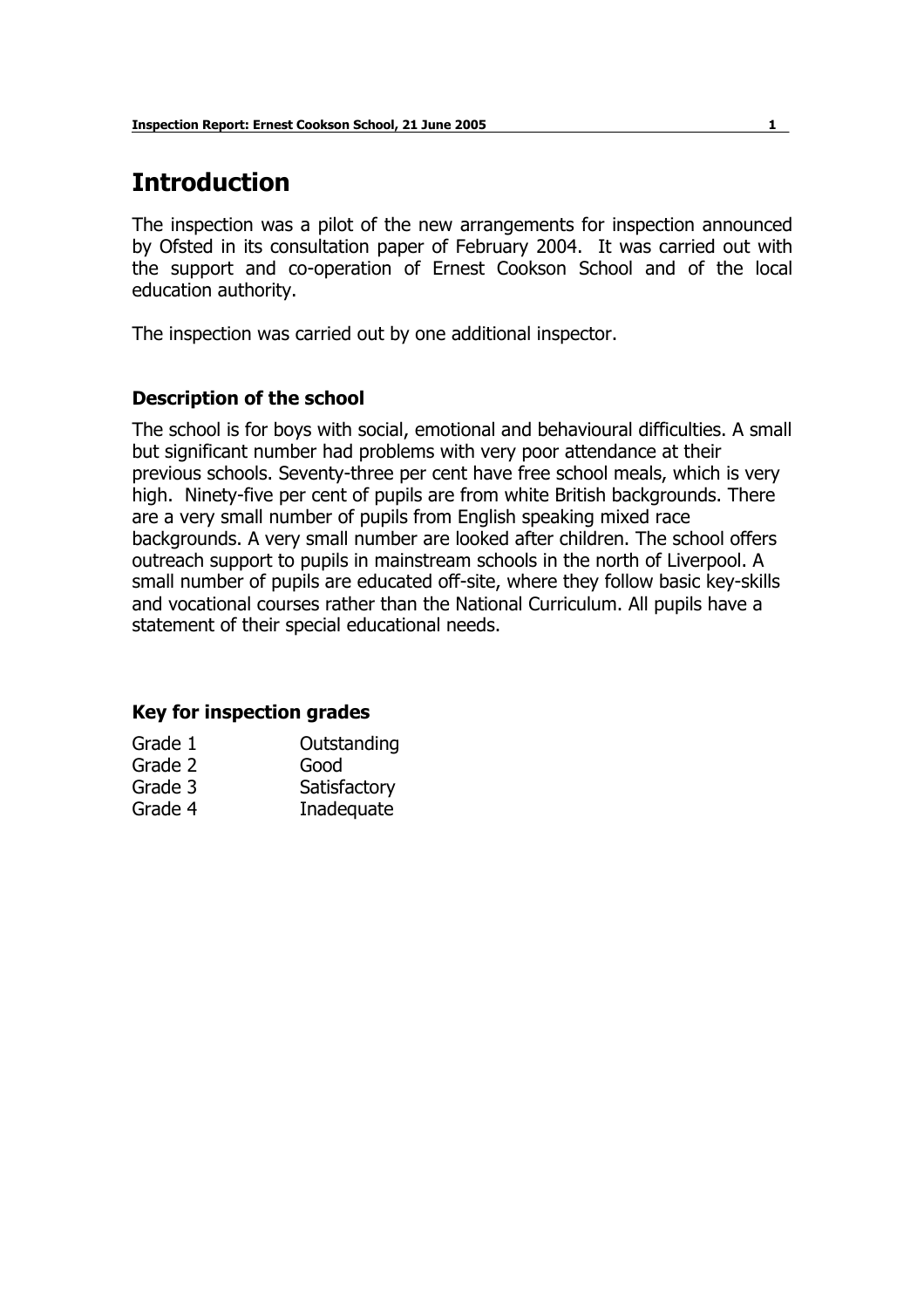# Introduction

The inspection was a pilot of the new arrangements for inspection announced by Ofsted in its consultation paper of February 2004. It was carried out with the support and co-operation of Ernest Cookson School and of the local education authority.

The inspection was carried out by one additional inspector.

### Description of the school

The school is for boys with social, emotional and behavioural difficulties. A small but significant number had problems with very poor attendance at their previous schools. Seventy-three per cent have free school meals, which is very high. Ninety-five per cent of pupils are from white British backgrounds. There are a very small number of pupils from English speaking mixed race backgrounds. A very small number are looked after children. The school offers outreach support to pupils in mainstream schools in the north of Liverpool. A small number of pupils are educated off-site, where they follow basic key-skills and vocational courses rather than the National Curriculum. All pupils have a statement of their special educational needs.

### Key for inspection grades

| | |
|---|---|
| Grade 1 | Outstanding |
| Grade 2 | Good |
| Grade 3 | Satisfactory |
| Grade 4 | Inadequate |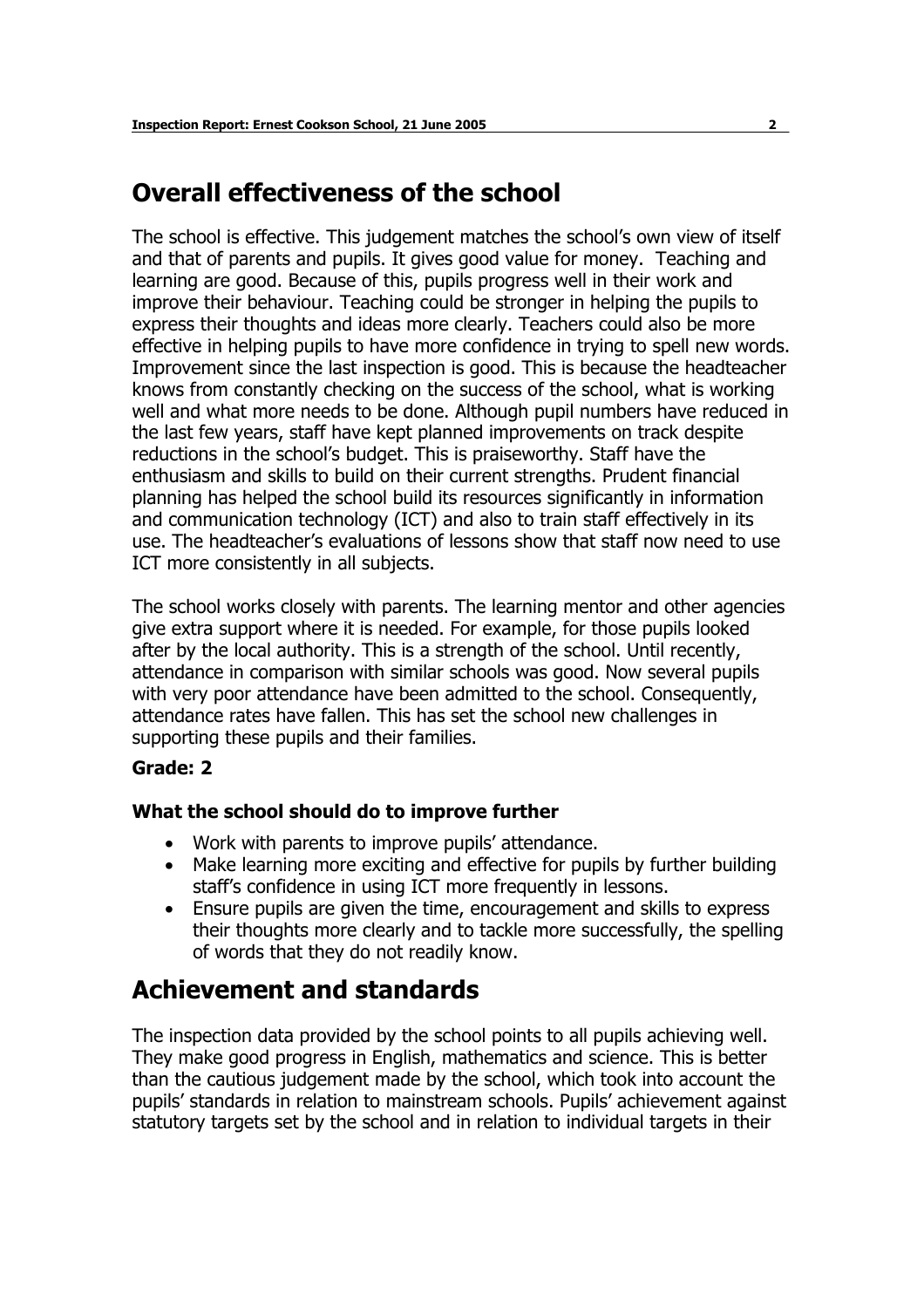## Overall effectiveness of the school

The school is effective. This judgement matches the school's own view of itself and that of parents and pupils. It gives good value for money. Teaching and learning are good. Because of this, pupils progress well in their work and improve their behaviour. Teaching could be stronger in helping the pupils to express their thoughts and ideas more clearly. Teachers could also be more effective in helping pupils to have more confidence in trying to spell new words. Improvement since the last inspection is good. This is because the headteacher knows from constantly checking on the success of the school, what is working well and what more needs to be done. Although pupil numbers have reduced in the last few years, staff have kept planned improvements on track despite reductions in the school's budget. This is praiseworthy. Staff have the enthusiasm and skills to build on their current strengths. Prudent financial planning has helped the school build its resources significantly in information and communication technology (ICT) and also to train staff effectively in its use. The headteacher's evaluations of lessons show that staff now need to use ICT more consistently in all subjects.

The school works closely with parents. The learning mentor and other agencies give extra support where it is needed. For example, for those pupils looked after by the local authority. This is a strength of the school. Until recently, attendance in comparison with similar schools was good. Now several pupils with very poor attendance have been admitted to the school. Consequently, attendance rates have fallen. This has set the school new challenges in supporting these pupils and their families.

**Grade: 2**

### What the school should do to improve further

- Work with parents to improve pupils' attendance.
- Make learning more exciting and effective for pupils by further building staff's confidence in using ICT more frequently in lessons.
- Ensure pupils are given the time, encouragement and skills to express their thoughts more clearly and to tackle more successfully, the spelling of words that they do not readily know.

## Achievement and standards

The inspection data provided by the school points to all pupils achieving well. They make good progress in English, mathematics and science. This is better than the cautious judgement made by the school, which took into account the pupils' standards in relation to mainstream schools. Pupils' achievement against statutory targets set by the school and in relation to individual targets in their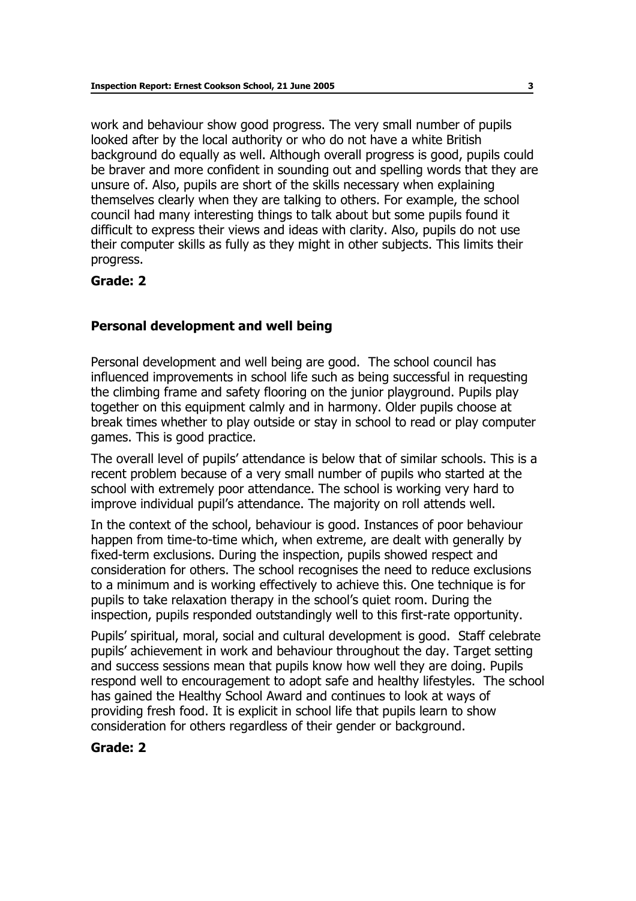work and behaviour show good progress. The very small number of pupils looked after by the local authority or who do not have a white British background do equally as well. Although overall progress is good, pupils could be braver and more confident in sounding out and spelling words that they are unsure of. Also, pupils are short of the skills necessary when explaining themselves clearly when they are talking to others. For example, the school council had many interesting things to talk about but some pupils found it difficult to express their views and ideas with clarity. Also, pupils do not use their computer skills as fully as they might in other subjects. This limits their progress.

**Grade: 2**

### Personal development and well being

Personal development and well being are good. The school council has influenced improvements in school life such as being successful in requesting the climbing frame and safety flooring on the junior playground. Pupils play together on this equipment calmly and in harmony. Older pupils choose at break times whether to play outside or stay in school to read or play computer games. This is good practice.

The overall level of pupils' attendance is below that of similar schools. This is a recent problem because of a very small number of pupils who started at the school with extremely poor attendance. The school is working very hard to improve individual pupil's attendance. The majority on roll attends well.

In the context of the school, behaviour is good. Instances of poor behaviour happen from time-to-time which, when extreme, are dealt with generally by fixed-term exclusions. During the inspection, pupils showed respect and consideration for others. The school recognises the need to reduce exclusions to a minimum and is working effectively to achieve this. One technique is for pupils to take relaxation therapy in the school's quiet room. During the inspection, pupils responded outstandingly well to this first-rate opportunity.

Pupils' spiritual, moral, social and cultural development is good. Staff celebrate pupils' achievement in work and behaviour throughout the day. Target setting and success sessions mean that pupils know how well they are doing. Pupils respond well to encouragement to adopt safe and healthy lifestyles. The school has gained the Healthy School Award and continues to look at ways of providing fresh food. It is explicit in school life that pupils learn to show consideration for others regardless of their gender or background.

**Grade: 2**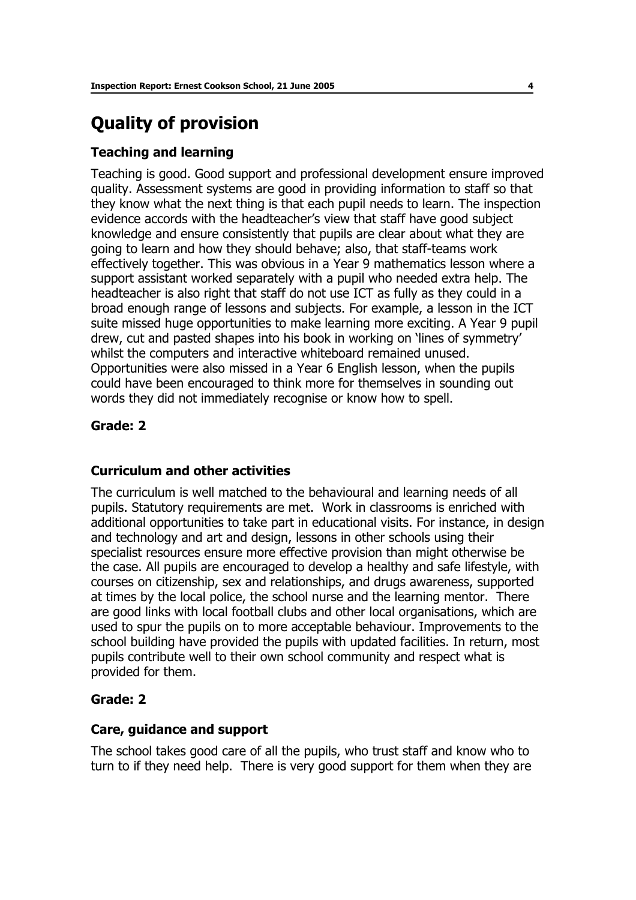# Quality of provision

### Teaching and learning

Teaching is good. Good support and professional development ensure improved quality. Assessment systems are good in providing information to staff so that they know what the next thing is that each pupil needs to learn. The inspection evidence accords with the headteacher's view that staff have good subject knowledge and ensure consistently that pupils are clear about what they are going to learn and how they should behave; also, that staff-teams work effectively together. This was obvious in a Year 9 mathematics lesson where a support assistant worked separately with a pupil who needed extra help. The headteacher is also right that staff do not use ICT as fully as they could in a broad enough range of lessons and subjects. For example, a lesson in the ICT suite missed huge opportunities to make learning more exciting. A Year 9 pupil drew, cut and pasted shapes into his book in working on 'lines of symmetry' whilst the computers and interactive whiteboard remained unused. Opportunities were also missed in a Year 6 English lesson, when the pupils could have been encouraged to think more for themselves in sounding out words they did not immediately recognise or know how to spell.

**Grade: 2**

### Curriculum and other activities

The curriculum is well matched to the behavioural and learning needs of all pupils. Statutory requirements are met. Work in classrooms is enriched with additional opportunities to take part in educational visits. For instance, in design and technology and art and design, lessons in other schools using their specialist resources ensure more effective provision than might otherwise be the case. All pupils are encouraged to develop a healthy and safe lifestyle, with courses on citizenship, sex and relationships, and drugs awareness, supported at times by the local police, the school nurse and the learning mentor. There are good links with local football clubs and other local organisations, which are used to spur the pupils on to more acceptable behaviour. Improvements to the school building have provided the pupils with updated facilities. In return, most pupils contribute well to their own school community and respect what is provided for them.

**Grade: 2**

### Care, guidance and support

The school takes good care of all the pupils, who trust staff and know who to turn to if they need help. There is very good support for them when they are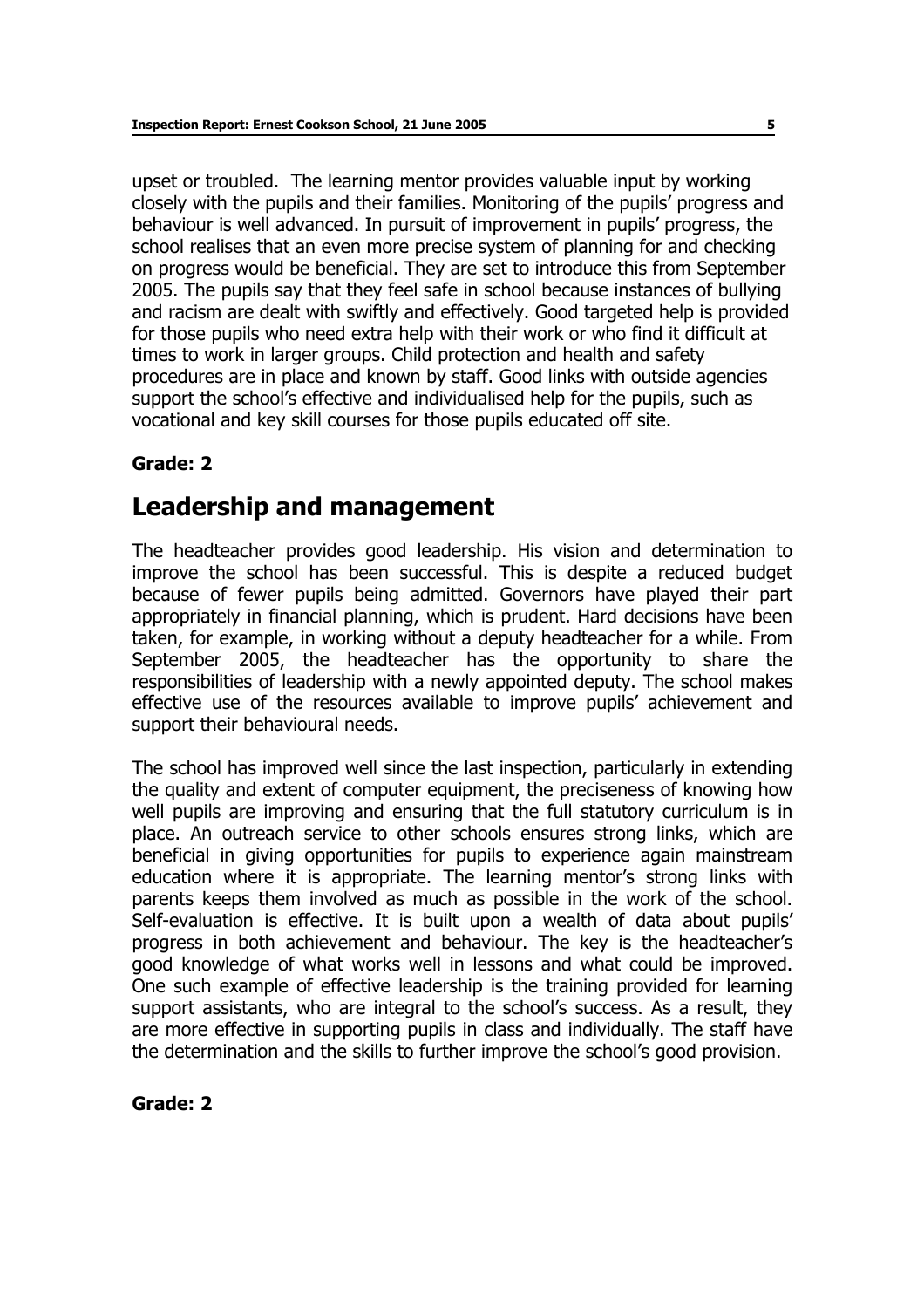upset or troubled. The learning mentor provides valuable input by working closely with the pupils and their families. Monitoring of the pupils' progress and behaviour is well advanced. In pursuit of improvement in pupils' progress, the school realises that an even more precise system of planning for and checking on progress would be beneficial. They are set to introduce this from September 2005. The pupils say that they feel safe in school because instances of bullying and racism are dealt with swiftly and effectively. Good targeted help is provided for those pupils who need extra help with their work or who find it difficult at times to work in larger groups. Child protection and health and safety procedures are in place and known by staff. Good links with outside agencies support the school's effective and individualised help for the pupils, such as vocational and key skill courses for those pupils educated off site.

**Grade: 2**

# Leadership and management

The headteacher provides good leadership. His vision and determination to improve the school has been successful. This is despite a reduced budget because of fewer pupils being admitted. Governors have played their part appropriately in financial planning, which is prudent. Hard decisions have been taken, for example, in working without a deputy headteacher for a while. From September 2005, the headteacher has the opportunity to share the responsibilities of leadership with a newly appointed deputy. The school makes effective use of the resources available to improve pupils' achievement and support their behavioural needs.

The school has improved well since the last inspection, particularly in extending the quality and extent of computer equipment, the preciseness of knowing how well pupils are improving and ensuring that the full statutory curriculum is in place. An outreach service to other schools ensures strong links, which are beneficial in giving opportunities for pupils to experience again mainstream education where it is appropriate. The learning mentor's strong links with parents keeps them involved as much as possible in the work of the school. Self-evaluation is effective. It is built upon a wealth of data about pupils' progress in both achievement and behaviour. The key is the headteacher's good knowledge of what works well in lessons and what could be improved. One such example of effective leadership is the training provided for learning support assistants, who are integral to the school's success. As a result, they are more effective in supporting pupils in class and individually. The staff have the determination and the skills to further improve the school's good provision.

**Grade: 2**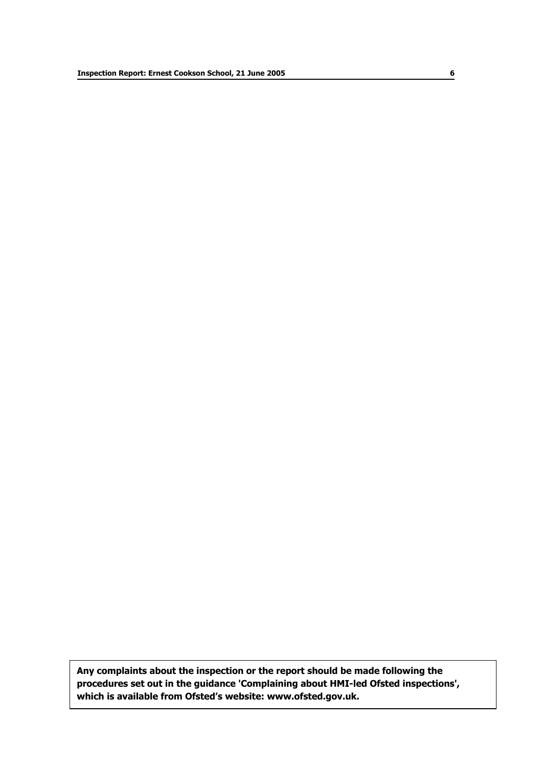**Any complaints about the inspection or the report should be made following the procedures set out in the guidance 'Complaining about HMI-led Ofsted inspections', which is available from Ofsted's website: www.ofsted.gov.uk.**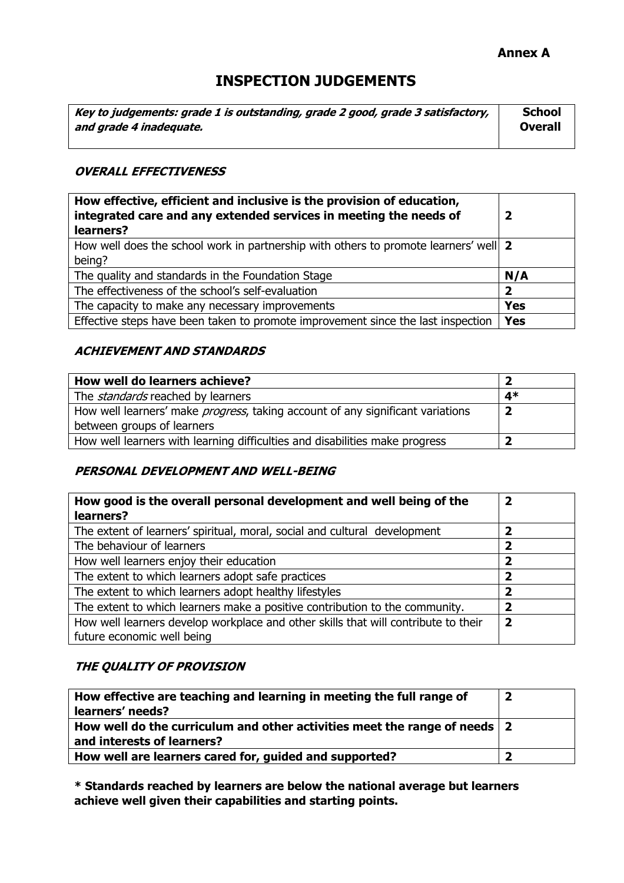**Annex A**

# INSPECTION JUDGEMENTS

| ***Key to judgements: grade 1 is outstanding, grade 2 good, grade 3 satisfactory, and grade 4 inadequate.*** | **School Overall** |
|---|---|

### *OVERALL EFFECTIVENESS*

| | |
|---|---|
| **How effective, efficient and inclusive is the provision of education, integrated care and any extended services in meeting the needs of learners?** | **2** |
| How well does the school work in partnership with others to promote learners' well being? | **2** |
| The quality and standards in the Foundation Stage | **N/A** |
| The effectiveness of the school's self-evaluation | **2** |
| The capacity to make any necessary improvements | **Yes** |
| Effective steps have been taken to promote improvement since the last inspection | **Yes** |

### *ACHIEVEMENT AND STANDARDS*

| | |
|---|---|
| **How well do learners achieve?** | **2** |
| The *standards* reached by learners | **4*** |
| How well learners' make *progress*, taking account of any significant variations between groups of learners | **2** |
| How well learners with learning difficulties and disabilities make progress | **2** |

### *PERSONAL DEVELOPMENT AND WELL-BEING*

| | |
|---|---|
| **How good is the overall personal development and well being of the learners?** | **2** |
| The extent of learners' spiritual, moral, social and cultural development | **2** |
| The behaviour of learners | **2** |
| How well learners enjoy their education | **2** |
| The extent to which learners adopt safe practices | **2** |
| The extent to which learners adopt healthy lifestyles | **2** |
| The extent to which learners make a positive contribution to the community. | **2** |
| How well learners develop workplace and other skills that will contribute to their future economic well being | **2** |

### *THE QUALITY OF PROVISION*

| | |
|---|---|
| **How effective are teaching and learning in meeting the full range of learners' needs?** | **2** |
| **How well do the curriculum and other activities meet the range of needs and interests of learners?** | **2** |
| **How well are learners cared for, guided and supported?** | **2** |

**\* Standards reached by learners are below the national average but learners achieve well given their capabilities and starting points.**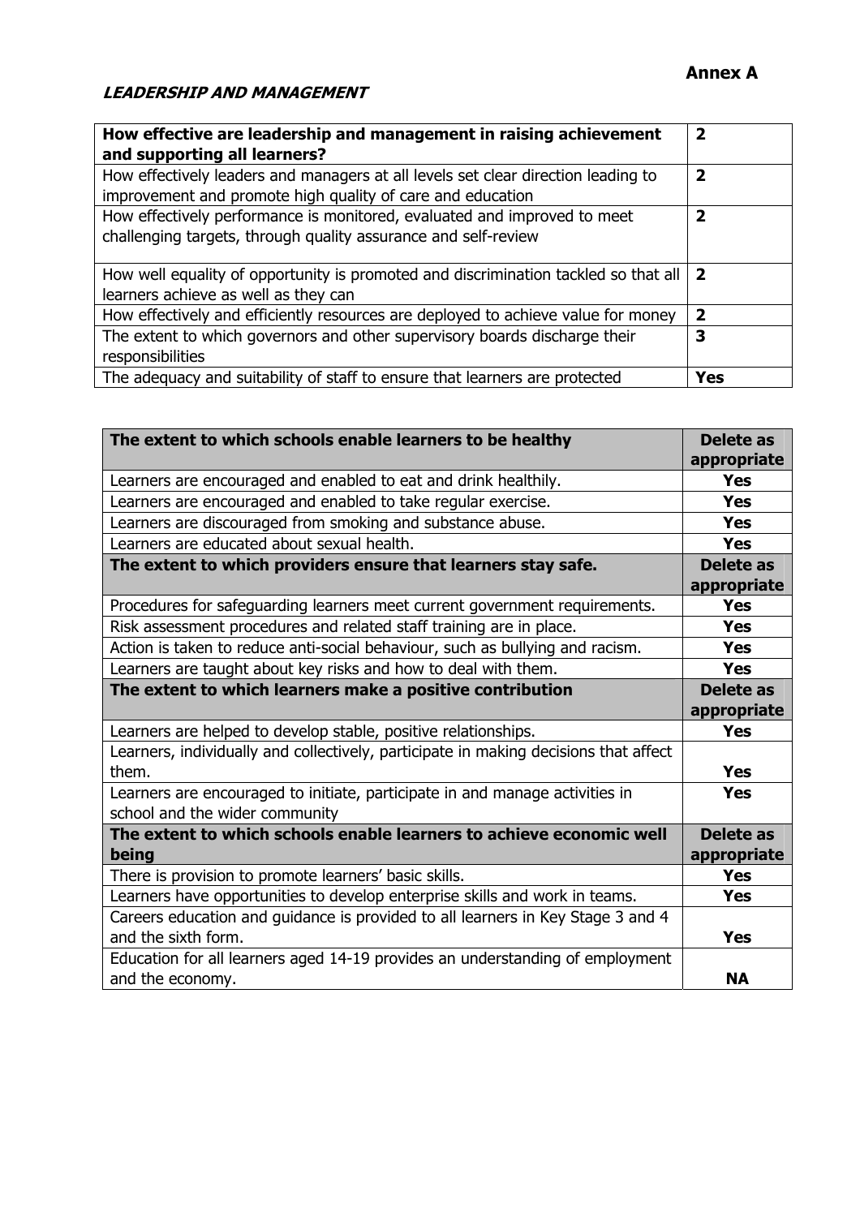**Annex A**

***LEADERSHIP AND MANAGEMENT***

| **How effective are leadership and management in raising achievement and supporting all learners?** | **2** |
|---|---|
| How effectively leaders and managers at all levels set clear direction leading to improvement and promote high quality of care and education | **2** |
| How effectively performance is monitored, evaluated and improved to meet challenging targets, through quality assurance and self-review | **2** |
| How well equality of opportunity is promoted and discrimination tackled so that all learners achieve as well as they can | **2** |
| How effectively and efficiently resources are deployed to achieve value for money | **2** |
| The extent to which governors and other supervisory boards discharge their responsibilities | **3** |
| The adequacy and suitability of staff to ensure that learners are protected | **Yes** |

| **The extent to which schools enable learners to be healthy** | **Delete as appropriate** |
|---|---|
| Learners are encouraged and enabled to eat and drink healthily. | **Yes** |
| Learners are encouraged and enabled to take regular exercise. | **Yes** |
| Learners are discouraged from smoking and substance abuse. | **Yes** |
| Learners are educated about sexual health. | **Yes** |
| **The extent to which providers ensure that learners stay safe.** | **Delete as appropriate** |
| Procedures for safeguarding learners meet current government requirements. | **Yes** |
| Risk assessment procedures and related staff training are in place. | **Yes** |
| Action is taken to reduce anti-social behaviour, such as bullying and racism. | **Yes** |
| Learners are taught about key risks and how to deal with them. | **Yes** |
| **The extent to which learners make a positive contribution** | **Delete as appropriate** |
| Learners are helped to develop stable, positive relationships. | **Yes** |
| Learners, individually and collectively, participate in making decisions that affect them. | **Yes** |
| Learners are encouraged to initiate, participate in and manage activities in school and the wider community | **Yes** |
| **The extent to which schools enable learners to achieve economic well being** | **Delete as appropriate** |
| There is provision to promote learners' basic skills. | **Yes** |
| Learners have opportunities to develop enterprise skills and work in teams. | **Yes** |
| Careers education and guidance is provided to all learners in Key Stage 3 and 4 and the sixth form. | **Yes** |
| Education for all learners aged 14-19 provides an understanding of employment and the economy. | **NA** |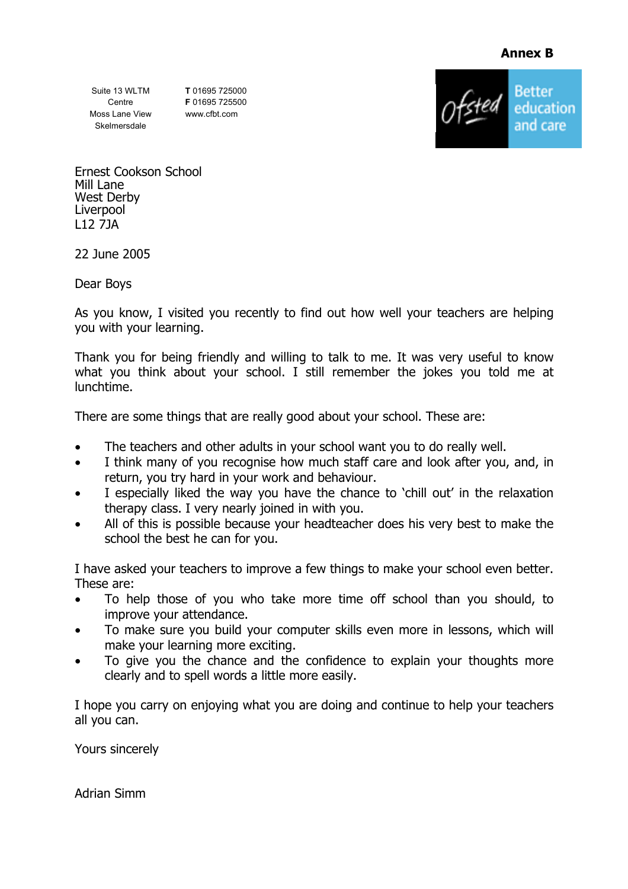**Annex B**

Suite 13 WLTM
Centre
Moss Lane View
Skelmersdale

**T** 01695 725000
**F** 01695 725500
www.cfbt.com

Ofsted Better education and care

Ernest Cookson School
Mill Lane
West Derby
Liverpool
L12 7JA

22 June 2005

Dear Boys

As you know, I visited you recently to find out how well your teachers are helping you with your learning.

Thank you for being friendly and willing to talk to me. It was very useful to know what you think about your school. I still remember the jokes you told me at lunchtime.

There are some things that are really good about your school. These are:

- The teachers and other adults in your school want you to do really well.
- I think many of you recognise how much staff care and look after you, and, in return, you try hard in your work and behaviour.
- I especially liked the way you have the chance to 'chill out' in the relaxation therapy class. I very nearly joined in with you.
- All of this is possible because your headteacher does his very best to make the school the best he can for you.

I have asked your teachers to improve a few things to make your school even better. These are:

- To help those of you who take more time off school than you should, to improve your attendance.
- To make sure you build your computer skills even more in lessons, which will make your learning more exciting.
- To give you the chance and the confidence to explain your thoughts more clearly and to spell words a little more easily.

I hope you carry on enjoying what you are doing and continue to help your teachers all you can.

Yours sincerely

Adrian Simm